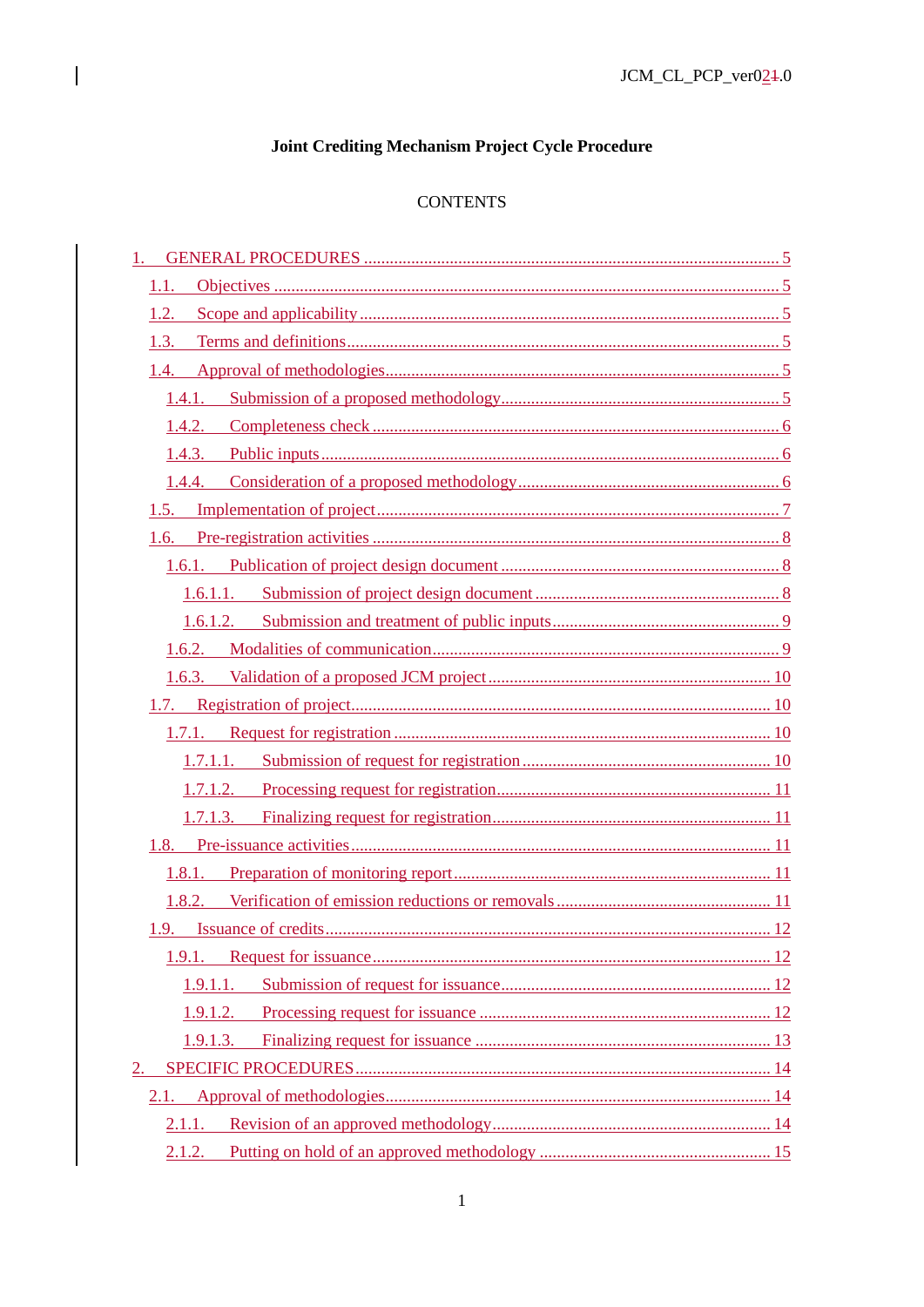# Joint Crediting Mechanism Project Cycle Procedure

CONTENTS

1. GENERAL PROCEDURES ..... 5
   - 1.1. Objectives ..... 5
   - 1.2. Scope and applicability ..... 5
   - 1.3. Terms and definitions ..... 5
   - 1.4. Approval of methodologies ..... 5
     - 1.4.1. Submission of a proposed methodology ..... 5
     - 1.4.2. Completeness check ..... 6
     - 1.4.3. Public inputs ..... 6
     - 1.4.4. Consideration of a proposed methodology ..... 6
   - 1.5. Implementation of project ..... 7
   - 1.6. Pre-registration activities ..... 8
     - 1.6.1. Publication of project design document ..... 8
       - 1.6.1.1. Submission of project design document ..... 8
       - 1.6.1.2. Submission and treatment of public inputs ..... 9
     - 1.6.2. Modalities of communication ..... 9
     - 1.6.3. Validation of a proposed JCM project ..... 10
   - 1.7. Registration of project ..... 10
     - 1.7.1. Request for registration ..... 10
       - 1.7.1.1. Submission of request for registration ..... 10
       - 1.7.1.2. Processing request for registration ..... 11
       - 1.7.1.3. Finalizing request for registration ..... 11
   - 1.8. Pre-issuance activities ..... 11
     - 1.8.1. Preparation of monitoring report ..... 11
     - 1.8.2. Verification of emission reductions or removals ..... 11
   - 1.9. Issuance of credits ..... 12
     - 1.9.1. Request for issuance ..... 12
       - 1.9.1.1. Submission of request for issuance ..... 12
       - 1.9.1.2. Processing request for issuance ..... 12
       - 1.9.1.3. Finalizing request for issuance ..... 13
2. SPECIFIC PROCEDURES ..... 14
   - 2.1. Approval of methodologies ..... 14
     - 2.1.1. Revision of an approved methodology ..... 14
     - 2.1.2. Putting on hold of an approved methodology ..... 15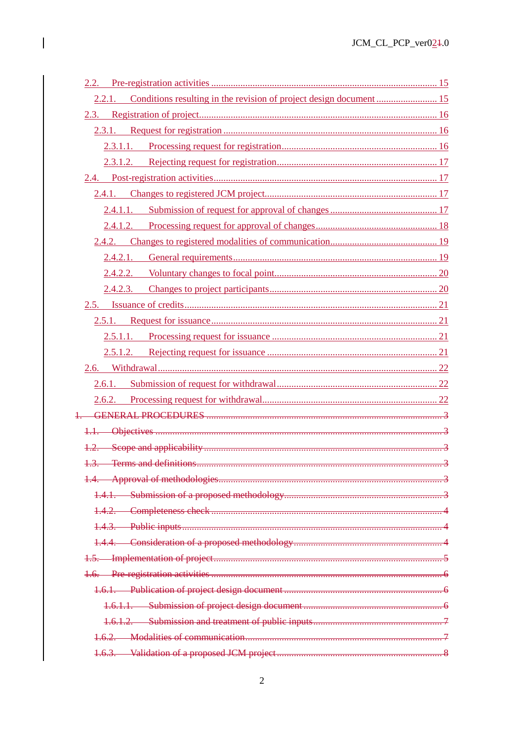2.2. Pre-registration activities ............................................................ 15

2.2.1. Conditions resulting in the revision of project design document ............ 15

2.3. Registration of project ............................................................ 16

2.3.1. Request for registration ............................................................ 16

2.3.1.1. Processing request for registration ............................................ 16

2.3.1.2. Rejecting request for registration ............................................ 17

2.4. Post-registration activities ............................................................ 17

2.4.1. Changes to registered JCM project ............................................ 17

2.4.1.1. Submission of request for approval of changes ............................ 17

2.4.1.2. Processing request for approval of changes ................................ 18

2.4.2. Changes to registered modalities of communication ........................ 19

2.4.2.1. General requirements ............................................................ 19

2.4.2.2. Voluntary changes to focal point ............................................ 20

2.4.2.3. Changes to project participants ............................................ 20

2.5. Issuance of credits ............................................................ 21

2.5.1. Request for issuance ............................................................ 21

2.5.1.1. Processing request for issuance ............................................ 21

2.5.1.2. Rejecting request for issuance ............................................ 21

2.6. Withdrawal ............................................................ 22

2.6.1. Submission of request for withdrawal ............................................ 22

2.6.2. Processing request for withdrawal ............................................ 22

~~1. GENERAL PROCEDURES ............................................................ 3~~

~~1.1. Objectives ............................................................ 3~~

~~1.2. Scope and applicability ............................................................ 3~~

~~1.3. Terms and definitions ............................................................ 3~~

~~1.4. Approval of methodologies ............................................................ 3~~

~~1.4.1. Submission of a proposed methodology ............................................ 3~~

~~1.4.2. Completeness check ............................................................ 4~~

~~1.4.3. Public inputs ............................................................ 4~~

~~1.4.4. Consideration of a proposed methodology ............................................ 4~~

~~1.5. Implementation of project ............................................................ 5~~

~~1.6. Pre-registration activities ............................................................ 6~~

~~1.6.1. Publication of project design document ............................................ 6~~

~~1.6.1.1. Submission of project design document ............................................ 6~~

~~1.6.1.2. Submission and treatment of public inputs ............................................ 7~~

~~1.6.2. Modalities of communication ............................................................ 7~~

~~1.6.3. Validation of a proposed JCM project ............................................ 8~~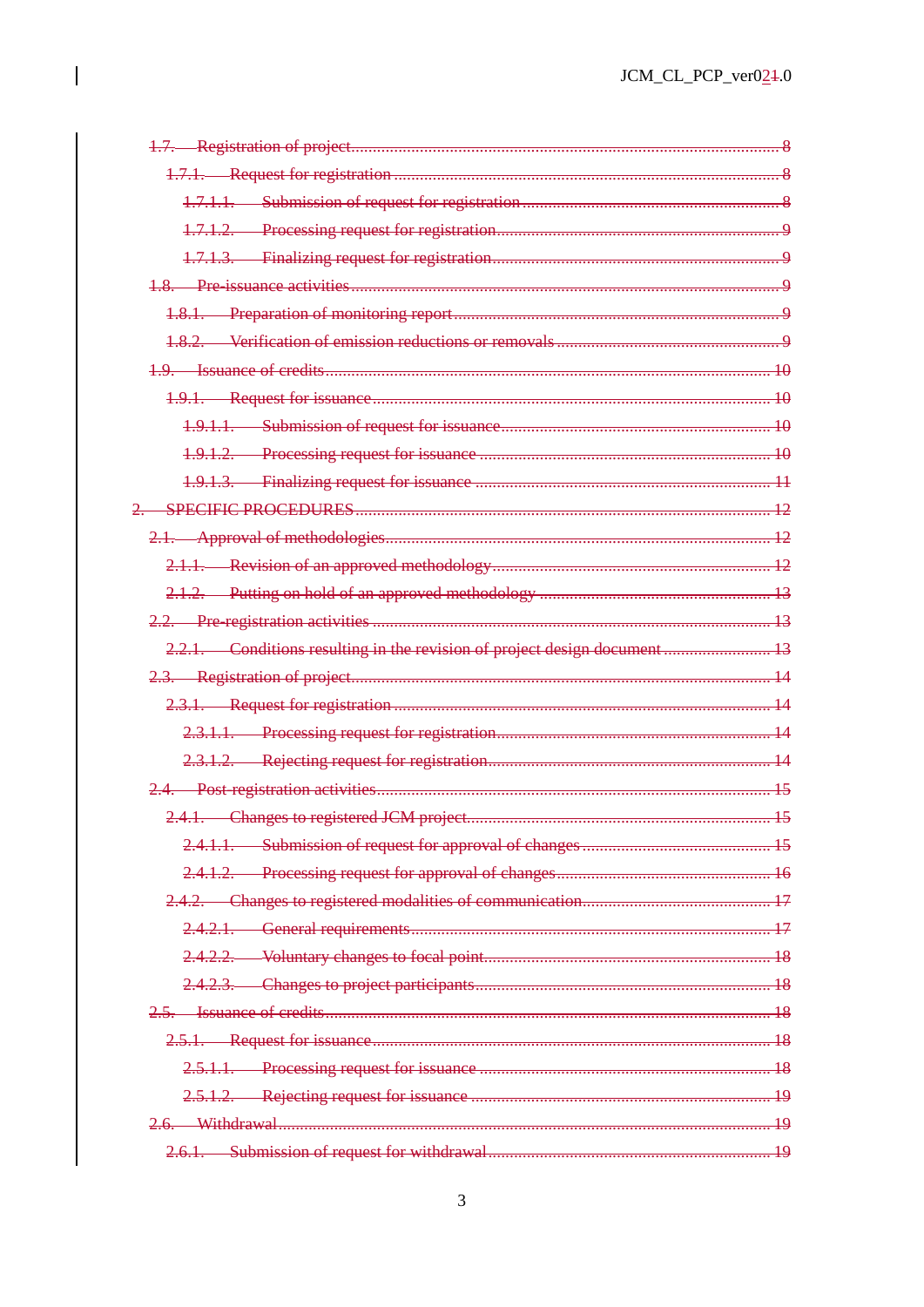1.7. Registration of project ........................................................................................8

1.7.1. Request for registration ..........................................................................8

1.7.1.1. Submission of request for registration ..................................................8

1.7.1.2. Processing request for registration ........................................................9

1.7.1.3. Finalizing request for registration ..........................................................9

1.8. Pre-issuance activities ..............................................................................9

1.8.1. Preparation of monitoring report ...............................................................9

1.8.2. Verification of emission reductions or removals .........................................9

1.9. Issuance of credits ..................................................................................10

1.9.1. Request for issuance ...............................................................................10

1.9.1.1. Submission of request for issuance ......................................................10

1.9.1.2. Processing request for issuance ...........................................................10

1.9.1.3. Finalizing request for issuance .............................................................11

2. SPECIFIC PROCEDURES ............................................................................12

2.1. Approval of methodologies .......................................................................12

2.1.1. Revision of an approved methodology ......................................................12

2.1.2. Putting on hold of an approved methodology .............................................13

2.2. Pre-registration activities .........................................................................13

2.2.1. Conditions resulting in the revision of project design document .................13

2.3. Registration of project .............................................................................14

2.3.1. Request for registration ...........................................................................14

2.3.1.1. Processing request for registration ........................................................14

2.3.1.2. Rejecting request for registration ..........................................................14

2.4. Post-registration activities ........................................................................15

2.4.1. Changes to registered JCM project ............................................................15

2.4.1.1. Submission of request for approval of changes .......................................15

2.4.1.2. Processing request for approval of changes ............................................16

2.4.2. Changes to registered modalities of communication ....................................17

2.4.2.1. General requirements ...........................................................................17

2.4.2.2. Voluntary changes to focal point ............................................................18

2.4.2.3. Changes to project participants ..............................................................18

2.5. Issuance of credits ..................................................................................18

2.5.1. Request for issuance ...............................................................................18

2.5.1.1. Processing request for issuance ............................................................18

2.5.1.2. Rejecting request for issuance ...............................................................19

2.6. Withdrawal ..............................................................................................19

2.6.1. Submission of request for withdrawal .........................................................19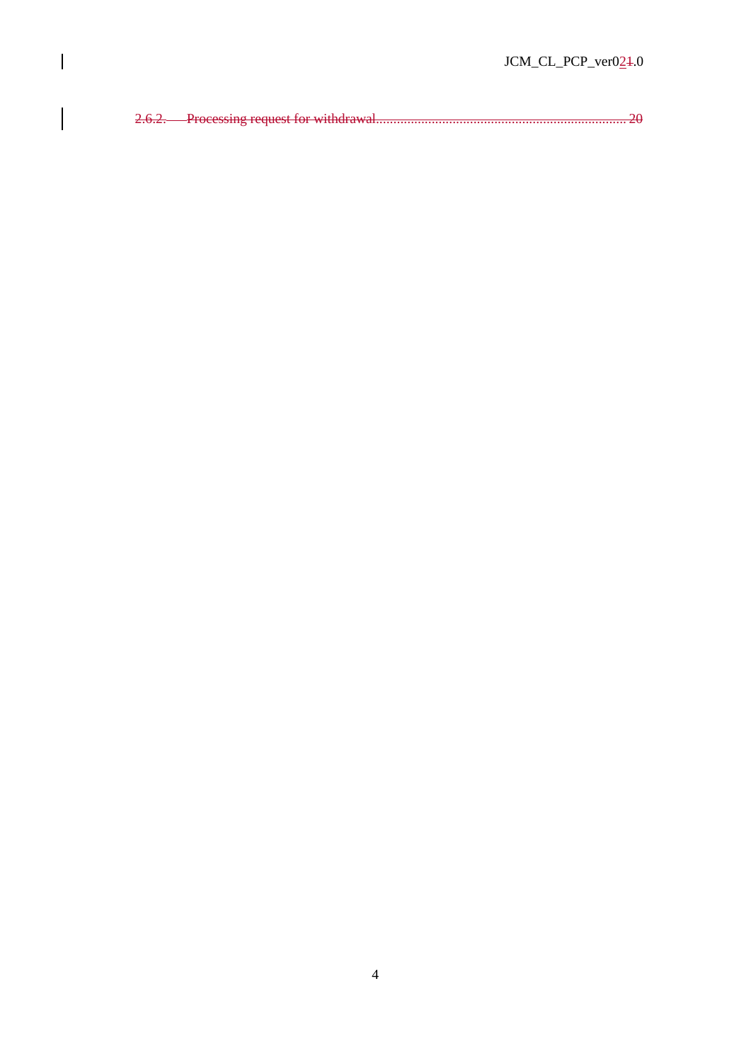2.6.2. Processing request for withdrawal........................................................................ 20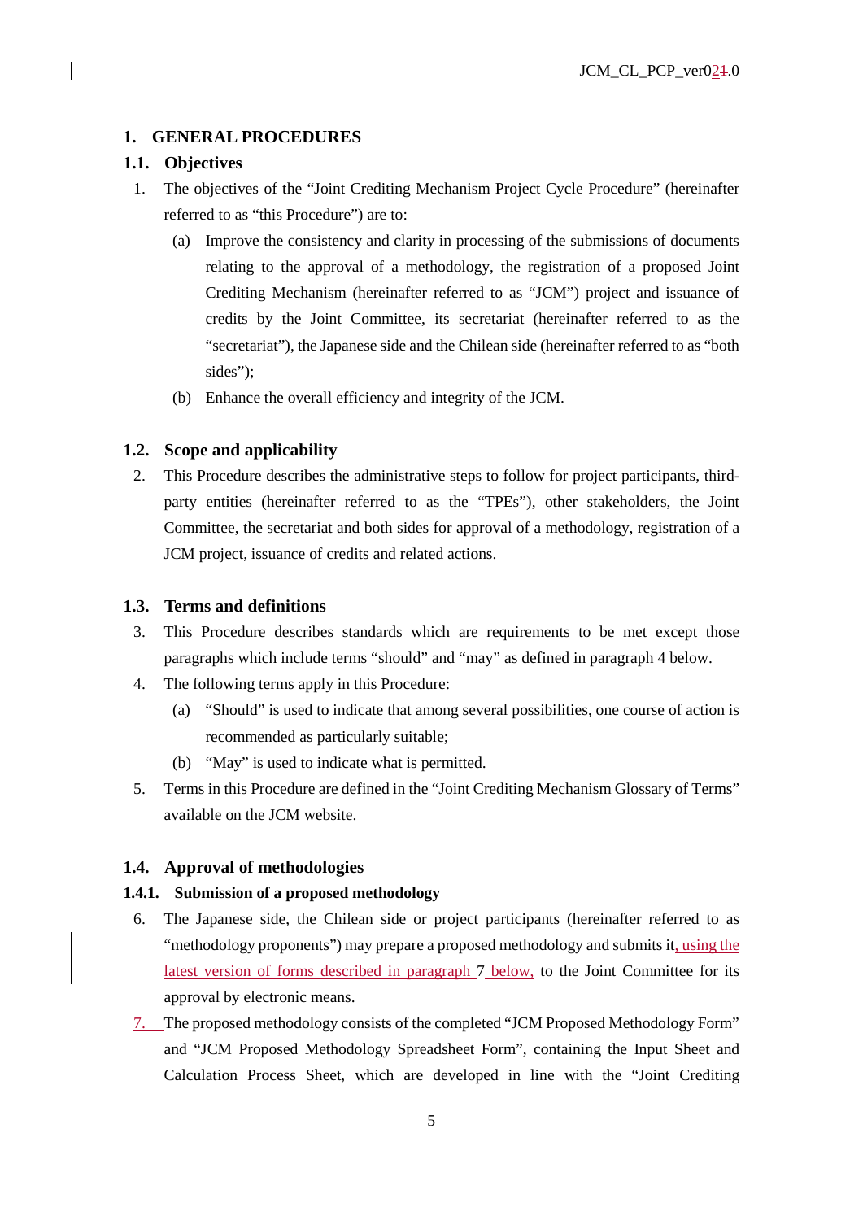# 1. GENERAL PROCEDURES

## 1.1. Objectives

1. The objectives of the "Joint Crediting Mechanism Project Cycle Procedure" (hereinafter referred to as "this Procedure") are to:
   (a) Improve the consistency and clarity in processing of the submissions of documents relating to the approval of a methodology, the registration of a proposed Joint Crediting Mechanism (hereinafter referred to as "JCM") project and issuance of credits by the Joint Committee, its secretariat (hereinafter referred to as the "secretariat"), the Japanese side and the Chilean side (hereinafter referred to as "both sides");
   (b) Enhance the overall efficiency and integrity of the JCM.

## 1.2. Scope and applicability

2. This Procedure describes the administrative steps to follow for project participants, third-party entities (hereinafter referred to as the "TPEs"), other stakeholders, the Joint Committee, the secretariat and both sides for approval of a methodology, registration of a JCM project, issuance of credits and related actions.

## 1.3. Terms and definitions

3. This Procedure describes standards which are requirements to be met except those paragraphs which include terms "should" and "may" as defined in paragraph 4 below.
4. The following terms apply in this Procedure:
   (a) "Should" is used to indicate that among several possibilities, one course of action is recommended as particularly suitable;
   (b) "May" is used to indicate what is permitted.
5. Terms in this Procedure are defined in the "Joint Crediting Mechanism Glossary of Terms" available on the JCM website.

## 1.4. Approval of methodologies

### 1.4.1. Submission of a proposed methodology

6. The Japanese side, the Chilean side or project participants (hereinafter referred to as "methodology proponents") may prepare a proposed methodology and submits it, using the latest version of forms described in paragraph 7 below, to the Joint Committee for its approval by electronic means.
7. The proposed methodology consists of the completed "JCM Proposed Methodology Form" and "JCM Proposed Methodology Spreadsheet Form", containing the Input Sheet and Calculation Process Sheet, which are developed in line with the "Joint Crediting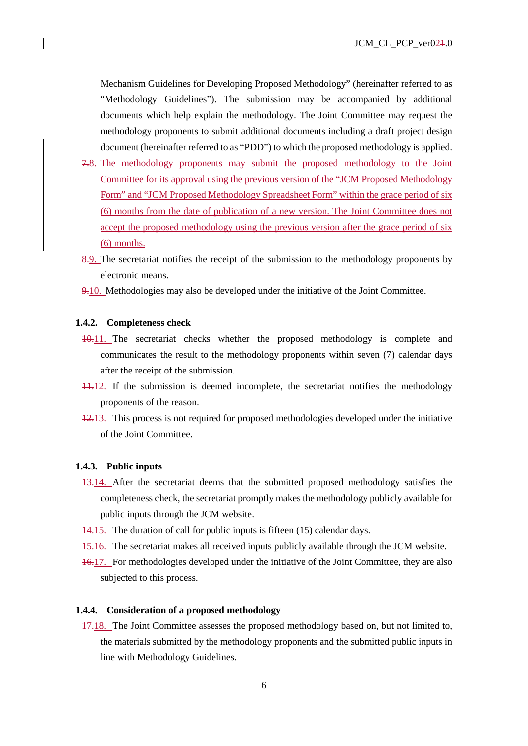Mechanism Guidelines for Developing Proposed Methodology" (hereinafter referred to as "Methodology Guidelines"). The submission may be accompanied by additional documents which help explain the methodology. The Joint Committee may request the methodology proponents to submit additional documents including a draft project design document (hereinafter referred to as "PDD") to which the proposed methodology is applied.

~~7.~~8. The methodology proponents may submit the proposed methodology to the Joint Committee for its approval using the previous version of the "JCM Proposed Methodology Form" and "JCM Proposed Methodology Spreadsheet Form" within the grace period of six (6) months from the date of publication of a new version. The Joint Committee does not accept the proposed methodology using the previous version after the grace period of six (6) months.

~~8.~~9. The secretariat notifies the receipt of the submission to the methodology proponents by electronic means.

~~9.~~10. Methodologies may also be developed under the initiative of the Joint Committee.

### 1.4.2. Completeness check

~~10.~~11. The secretariat checks whether the proposed methodology is complete and communicates the result to the methodology proponents within seven (7) calendar days after the receipt of the submission.

~~11.~~12. If the submission is deemed incomplete, the secretariat notifies the methodology proponents of the reason.

~~12.~~13. This process is not required for proposed methodologies developed under the initiative of the Joint Committee.

### 1.4.3. Public inputs

~~13.~~14. After the secretariat deems that the submitted proposed methodology satisfies the completeness check, the secretariat promptly makes the methodology publicly available for public inputs through the JCM website.

~~14.~~15. The duration of call for public inputs is fifteen (15) calendar days.

~~15.~~16. The secretariat makes all received inputs publicly available through the JCM website.

~~16.~~17. For methodologies developed under the initiative of the Joint Committee, they are also subjected to this process.

### 1.4.4. Consideration of a proposed methodology

~~17.~~18. The Joint Committee assesses the proposed methodology based on, but not limited to, the materials submitted by the methodology proponents and the submitted public inputs in line with Methodology Guidelines.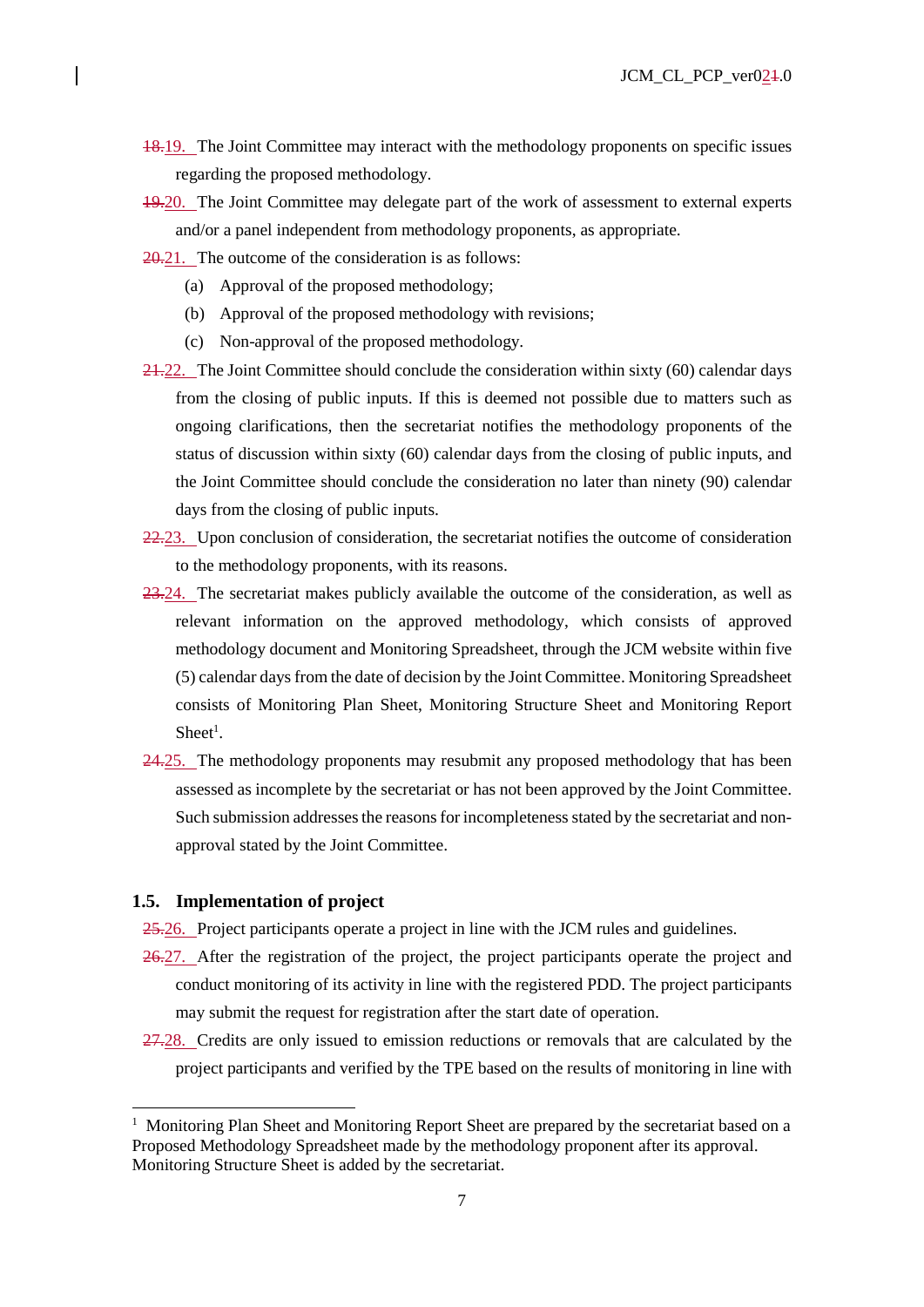18.19. The Joint Committee may interact with the methodology proponents on specific issues regarding the proposed methodology.

19.20. The Joint Committee may delegate part of the work of assessment to external experts and/or a panel independent from methodology proponents, as appropriate.

20.21. The outcome of the consideration is as follows:

(a) Approval of the proposed methodology;

(b) Approval of the proposed methodology with revisions;

(c) Non-approval of the proposed methodology.

21.22. The Joint Committee should conclude the consideration within sixty (60) calendar days from the closing of public inputs. If this is deemed not possible due to matters such as ongoing clarifications, then the secretariat notifies the methodology proponents of the status of discussion within sixty (60) calendar days from the closing of public inputs, and the Joint Committee should conclude the consideration no later than ninety (90) calendar days from the closing of public inputs.

22.23. Upon conclusion of consideration, the secretariat notifies the outcome of consideration to the methodology proponents, with its reasons.

23.24. The secretariat makes publicly available the outcome of the consideration, as well as relevant information on the approved methodology, which consists of approved methodology document and Monitoring Spreadsheet, through the JCM website within five (5) calendar days from the date of decision by the Joint Committee. Monitoring Spreadsheet consists of Monitoring Plan Sheet, Monitoring Structure Sheet and Monitoring Report Sheet[1].

24.25. The methodology proponents may resubmit any proposed methodology that has been assessed as incomplete by the secretariat or has not been approved by the Joint Committee. Such submission addresses the reasons for incompleteness stated by the secretariat and non-approval stated by the Joint Committee.

### 1.5. Implementation of project

25.26. Project participants operate a project in line with the JCM rules and guidelines.

26.27. After the registration of the project, the project participants operate the project and conduct monitoring of its activity in line with the registered PDD. The project participants may submit the request for registration after the start date of operation.

27.28. Credits are only issued to emission reductions or removals that are calculated by the project participants and verified by the TPE based on the results of monitoring in line with

[1] Monitoring Plan Sheet and Monitoring Report Sheet are prepared by the secretariat based on a Proposed Methodology Spreadsheet made by the methodology proponent after its approval. Monitoring Structure Sheet is added by the secretariat.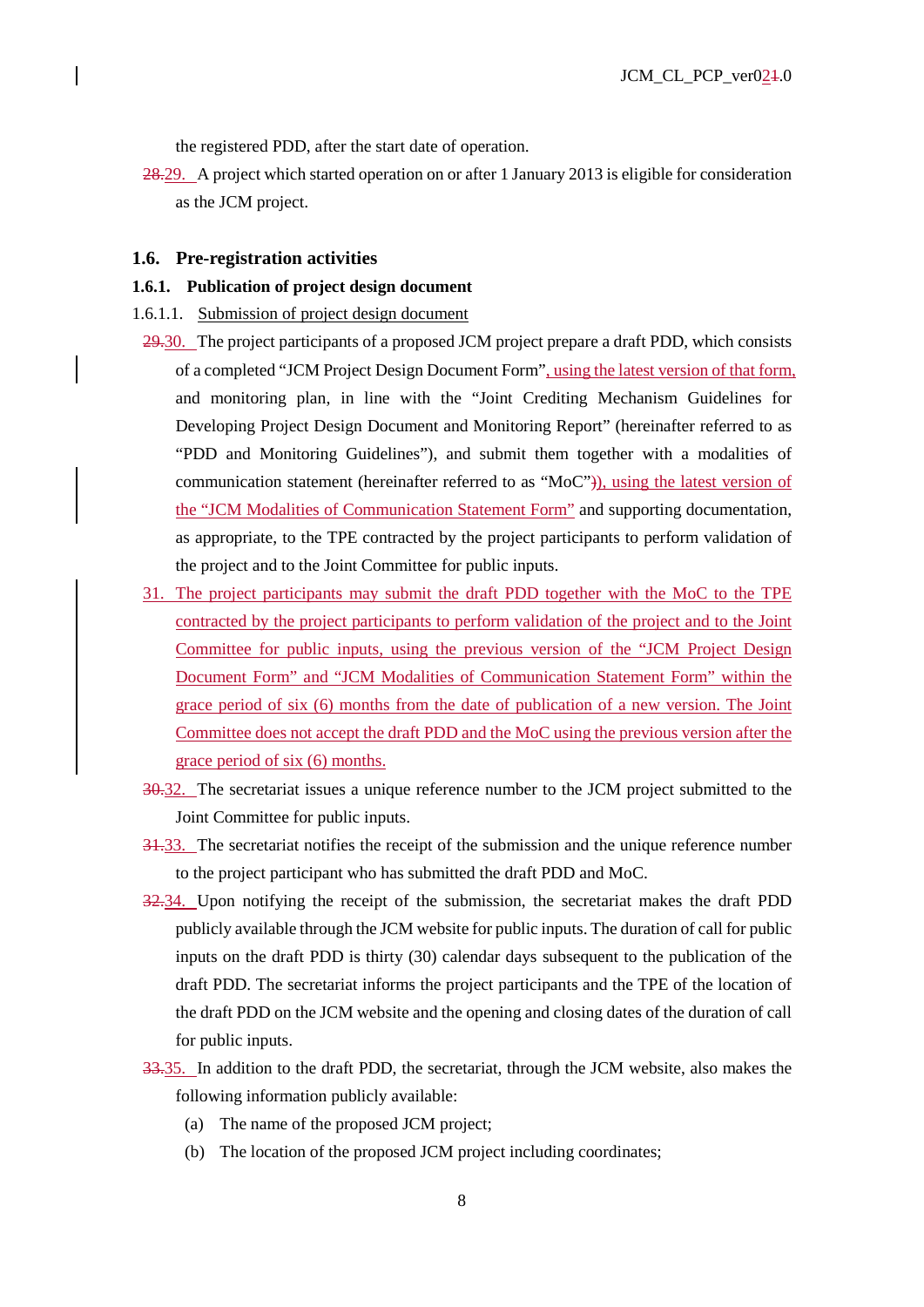the registered PDD, after the start date of operation.

~~28.~~29. A project which started operation on or after 1 January 2013 is eligible for consideration as the JCM project.

### 1.6. Pre-registration activities

#### 1.6.1. Publication of project design document

1.6.1.1. Submission of project design document

~~29.~~30. The project participants of a proposed JCM project prepare a draft PDD, which consists of a completed "JCM Project Design Document Form", using the latest version of that form, and monitoring plan, in line with the "Joint Crediting Mechanism Guidelines for Developing Project Design Document and Monitoring Report" (hereinafter referred to as "PDD and Monitoring Guidelines"), and submit them together with a modalities of communication statement (hereinafter referred to as "MoC"~~)~~), using the latest version of the "JCM Modalities of Communication Statement Form" and supporting documentation, as appropriate, to the TPE contracted by the project participants to perform validation of the project and to the Joint Committee for public inputs.

31. The project participants may submit the draft PDD together with the MoC to the TPE contracted by the project participants to perform validation of the project and to the Joint Committee for public inputs, using the previous version of the "JCM Project Design Document Form" and "JCM Modalities of Communication Statement Form" within the grace period of six (6) months from the date of publication of a new version. The Joint Committee does not accept the draft PDD and the MoC using the previous version after the grace period of six (6) months.

~~30.~~32. The secretariat issues a unique reference number to the JCM project submitted to the Joint Committee for public inputs.

~~31.~~33. The secretariat notifies the receipt of the submission and the unique reference number to the project participant who has submitted the draft PDD and MoC.

~~32.~~34. Upon notifying the receipt of the submission, the secretariat makes the draft PDD publicly available through the JCM website for public inputs. The duration of call for public inputs on the draft PDD is thirty (30) calendar days subsequent to the publication of the draft PDD. The secretariat informs the project participants and the TPE of the location of the draft PDD on the JCM website and the opening and closing dates of the duration of call for public inputs.

~~33.~~35. In addition to the draft PDD, the secretariat, through the JCM website, also makes the following information publicly available:

(a) The name of the proposed JCM project;

(b) The location of the proposed JCM project including coordinates;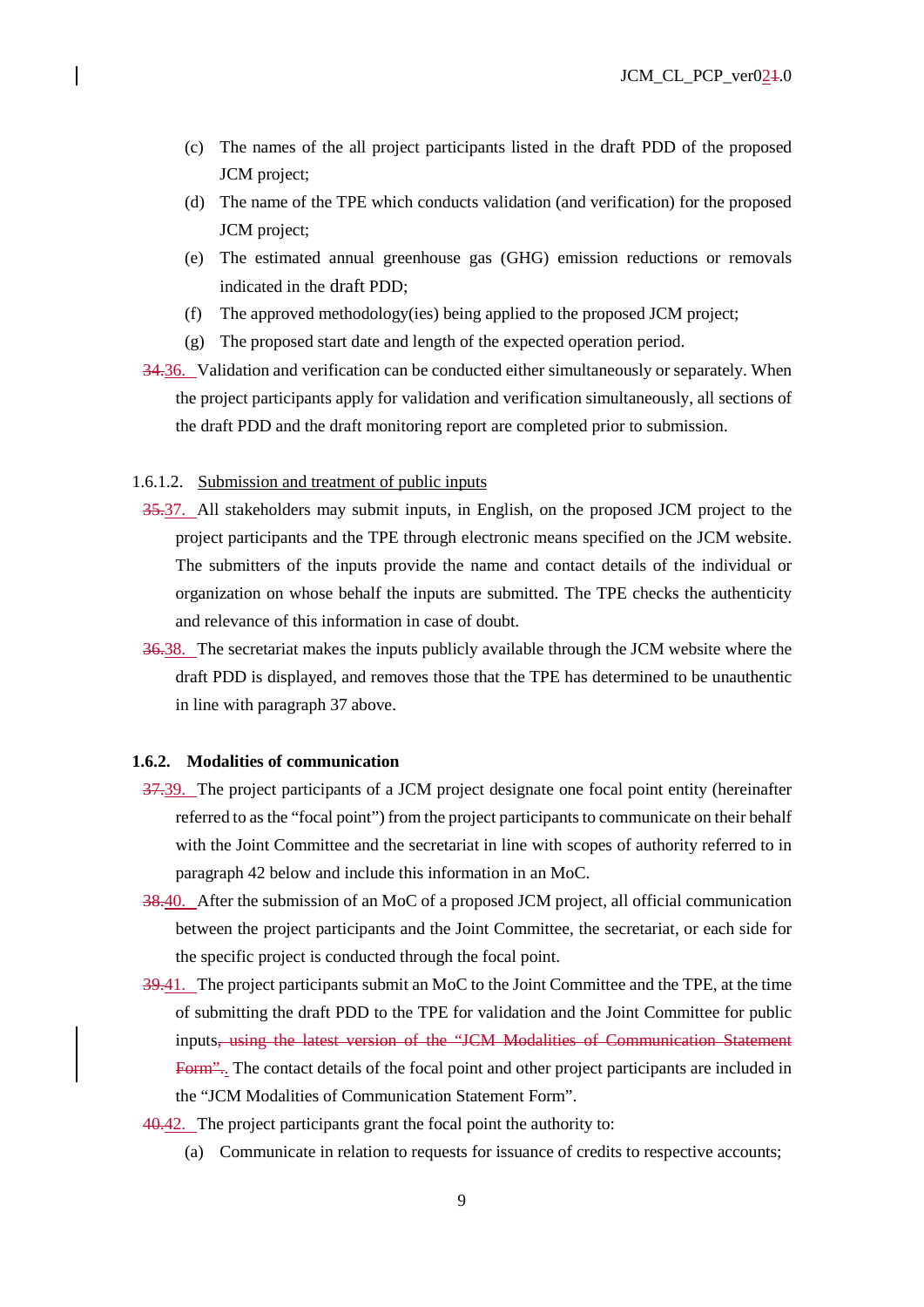(c) The names of the all project participants listed in the draft PDD of the proposed JCM project;

(d) The name of the TPE which conducts validation (and verification) for the proposed JCM project;

(e) The estimated annual greenhouse gas (GHG) emission reductions or removals indicated in the draft PDD;

(f) The approved methodology(ies) being applied to the proposed JCM project;

(g) The proposed start date and length of the expected operation period.

~~34.~~36. Validation and verification can be conducted either simultaneously or separately. When the project participants apply for validation and verification simultaneously, all sections of the draft PDD and the draft monitoring report are completed prior to submission.

1.6.1.2. Submission and treatment of public inputs

~~35.~~37. All stakeholders may submit inputs, in English, on the proposed JCM project to the project participants and the TPE through electronic means specified on the JCM website. The submitters of the inputs provide the name and contact details of the individual or organization on whose behalf the inputs are submitted. The TPE checks the authenticity and relevance of this information in case of doubt.

~~36.~~38. The secretariat makes the inputs publicly available through the JCM website where the draft PDD is displayed, and removes those that the TPE has determined to be unauthentic in line with paragraph 37 above.

### 1.6.2. Modalities of communication

~~37.~~39. The project participants of a JCM project designate one focal point entity (hereinafter referred to as the "focal point") from the project participants to communicate on their behalf with the Joint Committee and the secretariat in line with scopes of authority referred to in paragraph 42 below and include this information in an MoC.

~~38.~~40. After the submission of an MoC of a proposed JCM project, all official communication between the project participants and the Joint Committee, the secretariat, or each side for the specific project is conducted through the focal point.

~~39.~~41. The project participants submit an MoC to the Joint Committee and the TPE, at the time of submitting the draft PDD to the TPE for validation and the Joint Committee for public inputs~~, using the latest version of the "JCM Modalities of Communication Statement Form".~~. The contact details of the focal point and other project participants are included in the "JCM Modalities of Communication Statement Form".

~~40.~~42. The project participants grant the focal point the authority to:

(a) Communicate in relation to requests for issuance of credits to respective accounts;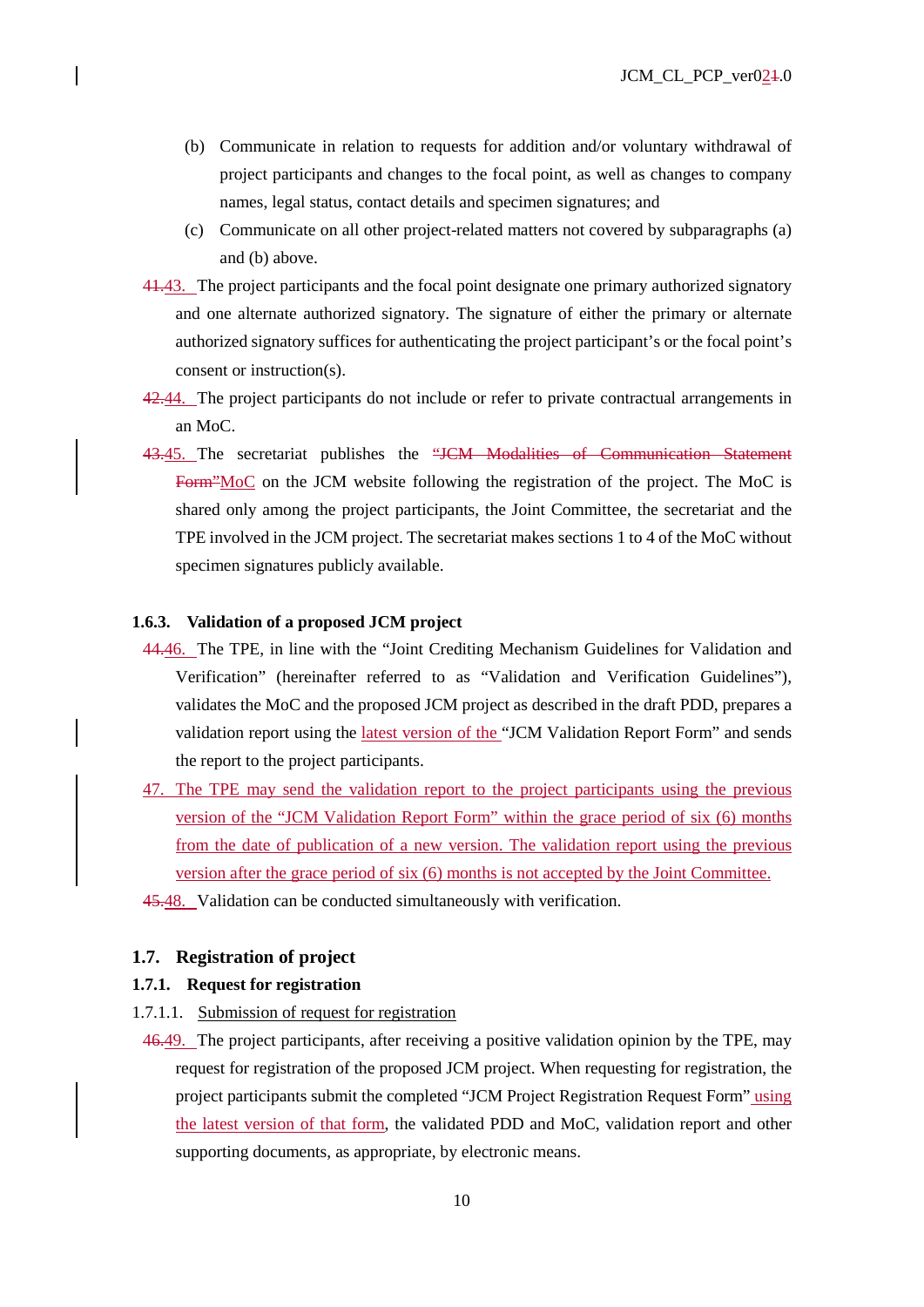(b) Communicate in relation to requests for addition and/or voluntary withdrawal of project participants and changes to the focal point, as well as changes to company names, legal status, contact details and specimen signatures; and

(c) Communicate on all other project-related matters not covered by subparagraphs (a) and (b) above.

~~41.~~43. The project participants and the focal point designate one primary authorized signatory and one alternate authorized signatory. The signature of either the primary or alternate authorized signatory suffices for authenticating the project participant's or the focal point's consent or instruction(s).

~~42.~~44. The project participants do not include or refer to private contractual arrangements in an MoC.

~~43.~~45. The secretariat publishes the ~~"JCM Modalities of Communication Statement Form"~~MoC on the JCM website following the registration of the project. The MoC is shared only among the project participants, the Joint Committee, the secretariat and the TPE involved in the JCM project. The secretariat makes sections 1 to 4 of the MoC without specimen signatures publicly available.

### 1.6.3. Validation of a proposed JCM project

~~44.~~46. The TPE, in line with the "Joint Crediting Mechanism Guidelines for Validation and Verification" (hereinafter referred to as "Validation and Verification Guidelines"), validates the MoC and the proposed JCM project as described in the draft PDD, prepares a validation report using the latest version of the "JCM Validation Report Form" and sends the report to the project participants.

47. The TPE may send the validation report to the project participants using the previous version of the "JCM Validation Report Form" within the grace period of six (6) months from the date of publication of a new version. The validation report using the previous version after the grace period of six (6) months is not accepted by the Joint Committee.

~~45.~~48. Validation can be conducted simultaneously with verification.

## 1.7. Registration of project

### 1.7.1. Request for registration

1.7.1.1. Submission of request for registration

~~46.~~49. The project participants, after receiving a positive validation opinion by the TPE, may request for registration of the proposed JCM project. When requesting for registration, the project participants submit the completed "JCM Project Registration Request Form" using the latest version of that form, the validated PDD and MoC, validation report and other supporting documents, as appropriate, by electronic means.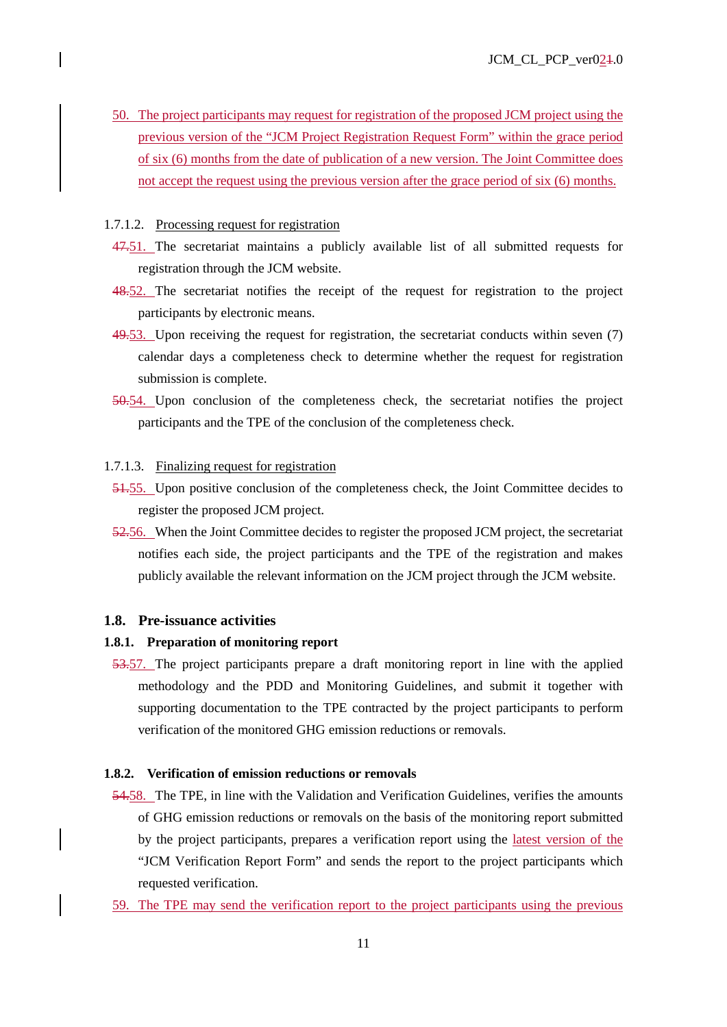50. The project participants may request for registration of the proposed JCM project using the previous version of the "JCM Project Registration Request Form" within the grace period of six (6) months from the date of publication of a new version. The Joint Committee does not accept the request using the previous version after the grace period of six (6) months.

1.7.1.2. Processing request for registration

~~47.~~51. The secretariat maintains a publicly available list of all submitted requests for registration through the JCM website.

~~48.~~52. The secretariat notifies the receipt of the request for registration to the project participants by electronic means.

~~49.~~53. Upon receiving the request for registration, the secretariat conducts within seven (7) calendar days a completeness check to determine whether the request for registration submission is complete.

~~50.~~54. Upon conclusion of the completeness check, the secretariat notifies the project participants and the TPE of the conclusion of the completeness check.

1.7.1.3. Finalizing request for registration

~~51.~~55. Upon positive conclusion of the completeness check, the Joint Committee decides to register the proposed JCM project.

~~52.~~56. When the Joint Committee decides to register the proposed JCM project, the secretariat notifies each side, the project participants and the TPE of the registration and makes publicly available the relevant information on the JCM project through the JCM website.

## 1.8. Pre-issuance activities

### 1.8.1. Preparation of monitoring report

~~53.~~57. The project participants prepare a draft monitoring report in line with the applied methodology and the PDD and Monitoring Guidelines, and submit it together with supporting documentation to the TPE contracted by the project participants to perform verification of the monitored GHG emission reductions or removals.

### 1.8.2. Verification of emission reductions or removals

~~54.~~58. The TPE, in line with the Validation and Verification Guidelines, verifies the amounts of GHG emission reductions or removals on the basis of the monitoring report submitted by the project participants, prepares a verification report using the latest version of the "JCM Verification Report Form" and sends the report to the project participants which requested verification.

59. The TPE may send the verification report to the project participants using the previous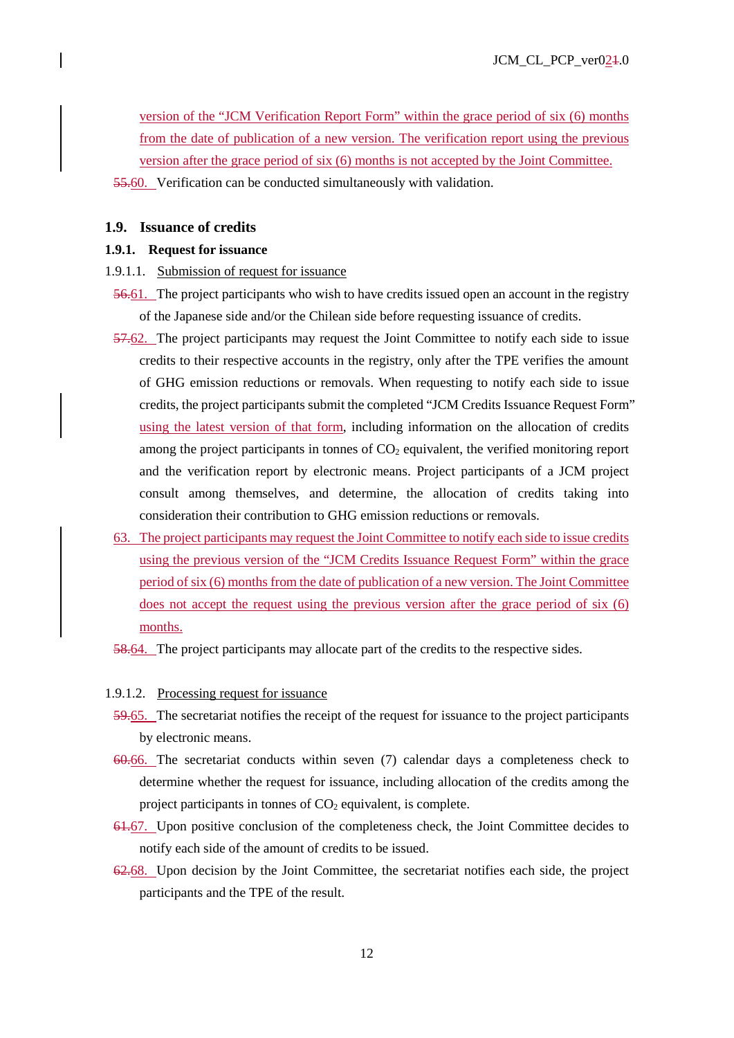version of the "JCM Verification Report Form" within the grace period of six (6) months from the date of publication of a new version. The verification report using the previous version after the grace period of six (6) months is not accepted by the Joint Committee.

60. Verification can be conducted simultaneously with validation.

### 1.9. Issuance of credits

#### 1.9.1. Request for issuance

1.9.1.1. Submission of request for issuance

61. The project participants who wish to have credits issued open an account in the registry of the Japanese side and/or the Chilean side before requesting issuance of credits.

62. The project participants may request the Joint Committee to notify each side to issue credits to their respective accounts in the registry, only after the TPE verifies the amount of GHG emission reductions or removals. When requesting to notify each side to issue credits, the project participants submit the completed "JCM Credits Issuance Request Form" using the latest version of that form, including information on the allocation of credits among the project participants in tonnes of $CO_2$ equivalent, the verified monitoring report and the verification report by electronic means. Project participants of a JCM project consult among themselves, and determine, the allocation of credits taking into consideration their contribution to GHG emission reductions or removals.

63. The project participants may request the Joint Committee to notify each side to issue credits using the previous version of the "JCM Credits Issuance Request Form" within the grace period of six (6) months from the date of publication of a new version. The Joint Committee does not accept the request using the previous version after the grace period of six (6) months.

64. The project participants may allocate part of the credits to the respective sides.

1.9.1.2. Processing request for issuance

65. The secretariat notifies the receipt of the request for issuance to the project participants by electronic means.

66. The secretariat conducts within seven (7) calendar days a completeness check to determine whether the request for issuance, including allocation of the credits among the project participants in tonnes of $CO_2$ equivalent, is complete.

67. Upon positive conclusion of the completeness check, the Joint Committee decides to notify each side of the amount of credits to be issued.

68. Upon decision by the Joint Committee, the secretariat notifies each side, the project participants and the TPE of the result.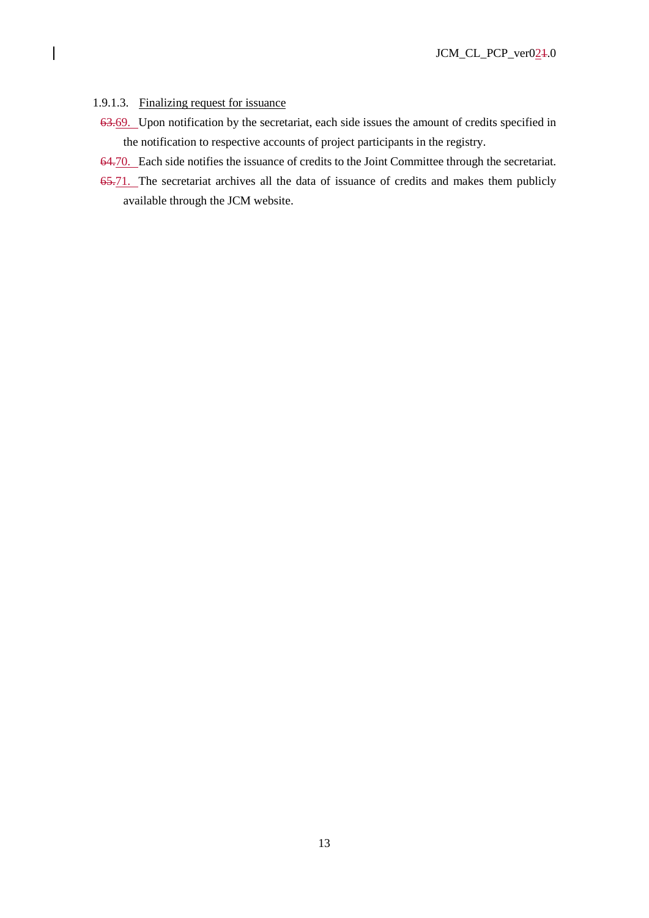1.9.1.3. Finalizing request for issuance

~~63.~~69. Upon notification by the secretariat, each side issues the amount of credits specified in the notification to respective accounts of project participants in the registry.

~~64.~~70. Each side notifies the issuance of credits to the Joint Committee through the secretariat.

~~65.~~71. The secretariat archives all the data of issuance of credits and makes them publicly available through the JCM website.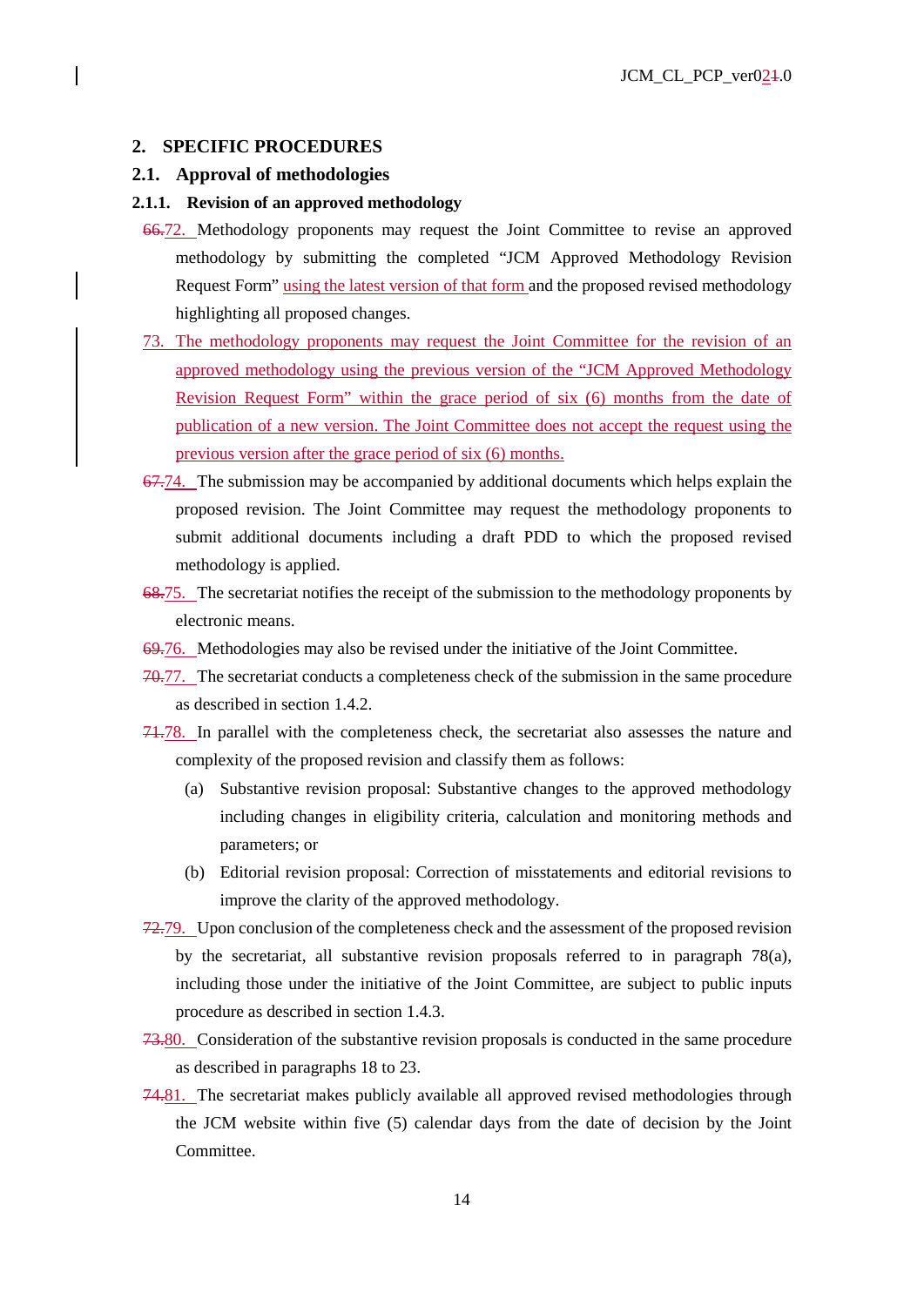## 2. SPECIFIC PROCEDURES

### 2.1. Approval of methodologies

#### 2.1.1. Revision of an approved methodology

~~66.~~72. Methodology proponents may request the Joint Committee to revise an approved methodology by submitting the completed "JCM Approved Methodology Revision Request Form" using the latest version of that form and the proposed revised methodology highlighting all proposed changes.

73. The methodology proponents may request the Joint Committee for the revision of an approved methodology using the previous version of the "JCM Approved Methodology Revision Request Form" within the grace period of six (6) months from the date of publication of a new version. The Joint Committee does not accept the request using the previous version after the grace period of six (6) months.

~~67.~~74. The submission may be accompanied by additional documents which helps explain the proposed revision. The Joint Committee may request the methodology proponents to submit additional documents including a draft PDD to which the proposed revised methodology is applied.

~~68.~~75. The secretariat notifies the receipt of the submission to the methodology proponents by electronic means.

~~69.~~76. Methodologies may also be revised under the initiative of the Joint Committee.

~~70.~~77. The secretariat conducts a completeness check of the submission in the same procedure as described in section 1.4.2.

~~71.~~78. In parallel with the completeness check, the secretariat also assesses the nature and complexity of the proposed revision and classify them as follows:

(a) Substantive revision proposal: Substantive changes to the approved methodology including changes in eligibility criteria, calculation and monitoring methods and parameters; or

(b) Editorial revision proposal: Correction of misstatements and editorial revisions to improve the clarity of the approved methodology.

~~72.~~79. Upon conclusion of the completeness check and the assessment of the proposed revision by the secretariat, all substantive revision proposals referred to in paragraph 78(a), including those under the initiative of the Joint Committee, are subject to public inputs procedure as described in section 1.4.3.

~~73.~~80. Consideration of the substantive revision proposals is conducted in the same procedure as described in paragraphs 18 to 23.

~~74.~~81. The secretariat makes publicly available all approved revised methodologies through the JCM website within five (5) calendar days from the date of decision by the Joint Committee.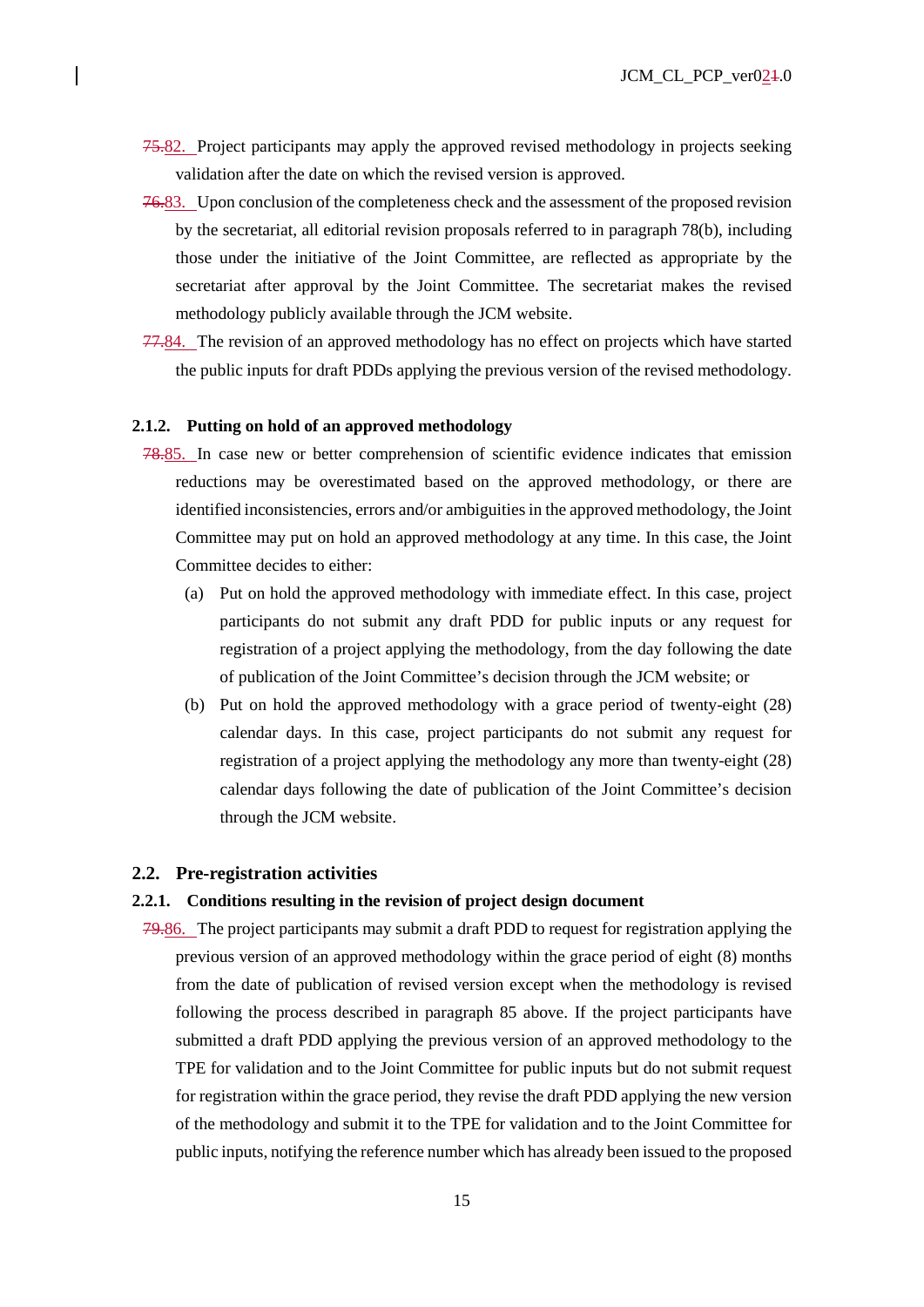~~75.~~82. Project participants may apply the approved revised methodology in projects seeking validation after the date on which the revised version is approved.

~~76.~~83. Upon conclusion of the completeness check and the assessment of the proposed revision by the secretariat, all editorial revision proposals referred to in paragraph 78(b), including those under the initiative of the Joint Committee, are reflected as appropriate by the secretariat after approval by the Joint Committee. The secretariat makes the revised methodology publicly available through the JCM website.

~~77.~~84. The revision of an approved methodology has no effect on projects which have started the public inputs for draft PDDs applying the previous version of the revised methodology.

#### 2.1.2. Putting on hold of an approved methodology

~~78.~~85. In case new or better comprehension of scientific evidence indicates that emission reductions may be overestimated based on the approved methodology, or there are identified inconsistencies, errors and/or ambiguities in the approved methodology, the Joint Committee may put on hold an approved methodology at any time. In this case, the Joint Committee decides to either:

(a) Put on hold the approved methodology with immediate effect. In this case, project participants do not submit any draft PDD for public inputs or any request for registration of a project applying the methodology, from the day following the date of publication of the Joint Committee's decision through the JCM website; or

(b) Put on hold the approved methodology with a grace period of twenty-eight (28) calendar days. In this case, project participants do not submit any request for registration of a project applying the methodology any more than twenty-eight (28) calendar days following the date of publication of the Joint Committee's decision through the JCM website.

### 2.2. Pre-registration activities

#### 2.2.1. Conditions resulting in the revision of project design document

~~79.~~86. The project participants may submit a draft PDD to request for registration applying the previous version of an approved methodology within the grace period of eight (8) months from the date of publication of revised version except when the methodology is revised following the process described in paragraph 85 above. If the project participants have submitted a draft PDD applying the previous version of an approved methodology to the TPE for validation and to the Joint Committee for public inputs but do not submit request for registration within the grace period, they revise the draft PDD applying the new version of the methodology and submit it to the TPE for validation and to the Joint Committee for public inputs, notifying the reference number which has already been issued to the proposed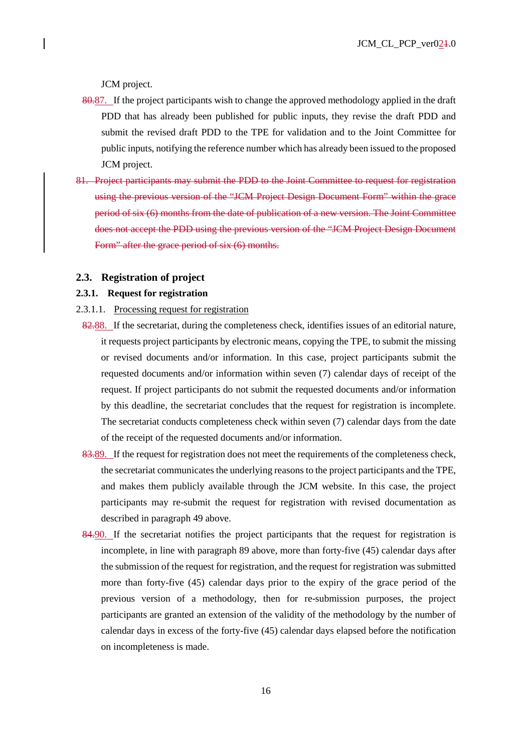JCM project.

80.87. If the project participants wish to change the approved methodology applied in the draft PDD that has already been published for public inputs, they revise the draft PDD and submit the revised draft PDD to the TPE for validation and to the Joint Committee for public inputs, notifying the reference number which has already been issued to the proposed JCM project.

~~81. Project participants may submit the PDD to the Joint Committee to request for registration using the previous version of the "JCM Project Design Document Form" within the grace period of six (6) months from the date of publication of a new version. The Joint Committee does not accept the PDD using the previous version of the "JCM Project Design Document Form" after the grace period of six (6) months.~~

## 2.3. Registration of project

### 2.3.1. Request for registration

2.3.1.1. Processing request for registration

82.88. If the secretariat, during the completeness check, identifies issues of an editorial nature, it requests project participants by electronic means, copying the TPE, to submit the missing or revised documents and/or information. In this case, project participants submit the requested documents and/or information within seven (7) calendar days of receipt of the request. If project participants do not submit the requested documents and/or information by this deadline, the secretariat concludes that the request for registration is incomplete. The secretariat conducts completeness check within seven (7) calendar days from the date of the receipt of the requested documents and/or information.

83.89. If the request for registration does not meet the requirements of the completeness check, the secretariat communicates the underlying reasons to the project participants and the TPE, and makes them publicly available through the JCM website. In this case, the project participants may re-submit the request for registration with revised documentation as described in paragraph 49 above.

84.90. If the secretariat notifies the project participants that the request for registration is incomplete, in line with paragraph 89 above, more than forty-five (45) calendar days after the submission of the request for registration, and the request for registration was submitted more than forty-five (45) calendar days prior to the expiry of the grace period of the previous version of a methodology, then for re-submission purposes, the project participants are granted an extension of the validity of the methodology by the number of calendar days in excess of the forty-five (45) calendar days elapsed before the notification on incompleteness is made.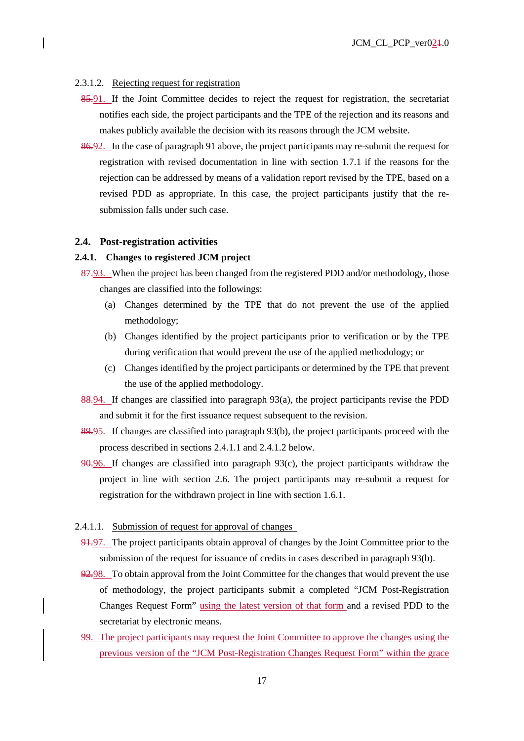#### 2.3.1.2. Rejecting request for registration

85.91. If the Joint Committee decides to reject the request for registration, the secretariat notifies each side, the project participants and the TPE of the rejection and its reasons and makes publicly available the decision with its reasons through the JCM website.

86.92. In the case of paragraph 91 above, the project participants may re-submit the request for registration with revised documentation in line with section 1.7.1 if the reasons for the rejection can be addressed by means of a validation report revised by the TPE, based on a revised PDD as appropriate. In this case, the project participants justify that the re-submission falls under such case.

## 2.4. Post-registration activities

### 2.4.1. Changes to registered JCM project

87.93. When the project has been changed from the registered PDD and/or methodology, those changes are classified into the followings:

(a) Changes determined by the TPE that do not prevent the use of the applied methodology;

(b) Changes identified by the project participants prior to verification or by the TPE during verification that would prevent the use of the applied methodology; or

(c) Changes identified by the project participants or determined by the TPE that prevent the use of the applied methodology.

88.94. If changes are classified into paragraph 93(a), the project participants revise the PDD and submit it for the first issuance request subsequent to the revision.

89.95. If changes are classified into paragraph 93(b), the project participants proceed with the process described in sections 2.4.1.1 and 2.4.1.2 below.

90.96. If changes are classified into paragraph 93(c), the project participants withdraw the project in line with section 2.6. The project participants may re-submit a request for registration for the withdrawn project in line with section 1.6.1.

#### 2.4.1.1. Submission of request for approval of changes

91.97. The project participants obtain approval of changes by the Joint Committee prior to the submission of the request for issuance of credits in cases described in paragraph 93(b).

92.98. To obtain approval from the Joint Committee for the changes that would prevent the use of methodology, the project participants submit a completed "JCM Post-Registration Changes Request Form" using the latest version of that form and a revised PDD to the secretariat by electronic means.

99. The project participants may request the Joint Committee to approve the changes using the previous version of the "JCM Post-Registration Changes Request Form" within the grace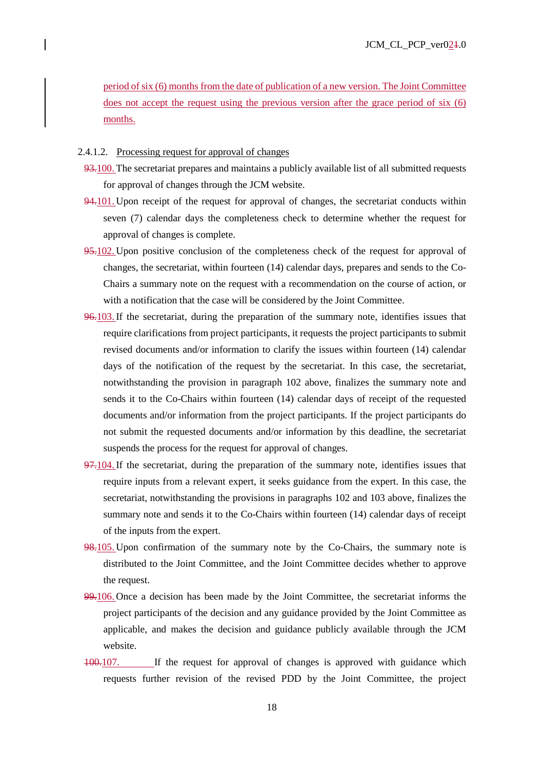period of six (6) months from the date of publication of a new version. The Joint Committee does not accept the request using the previous version after the grace period of six (6) months.

2.4.1.2. Processing request for approval of changes

~~93.~~100. The secretariat prepares and maintains a publicly available list of all submitted requests for approval of changes through the JCM website.

~~94.~~101. Upon receipt of the request for approval of changes, the secretariat conducts within seven (7) calendar days the completeness check to determine whether the request for approval of changes is complete.

~~95.~~102. Upon positive conclusion of the completeness check of the request for approval of changes, the secretariat, within fourteen (14) calendar days, prepares and sends to the Co-Chairs a summary note on the request with a recommendation on the course of action, or with a notification that the case will be considered by the Joint Committee.

~~96.~~103. If the secretariat, during the preparation of the summary note, identifies issues that require clarifications from project participants, it requests the project participants to submit revised documents and/or information to clarify the issues within fourteen (14) calendar days of the notification of the request by the secretariat. In this case, the secretariat, notwithstanding the provision in paragraph 102 above, finalizes the summary note and sends it to the Co-Chairs within fourteen (14) calendar days of receipt of the requested documents and/or information from the project participants. If the project participants do not submit the requested documents and/or information by this deadline, the secretariat suspends the process for the request for approval of changes.

~~97.~~104. If the secretariat, during the preparation of the summary note, identifies issues that require inputs from a relevant expert, it seeks guidance from the expert. In this case, the secretariat, notwithstanding the provisions in paragraphs 102 and 103 above, finalizes the summary note and sends it to the Co-Chairs within fourteen (14) calendar days of receipt of the inputs from the expert.

~~98.~~105. Upon confirmation of the summary note by the Co-Chairs, the summary note is distributed to the Joint Committee, and the Joint Committee decides whether to approve the request.

~~99.~~106. Once a decision has been made by the Joint Committee, the secretariat informs the project participants of the decision and any guidance provided by the Joint Committee as applicable, and makes the decision and guidance publicly available through the JCM website.

~~100.~~107. If the request for approval of changes is approved with guidance which requests further revision of the revised PDD by the Joint Committee, the project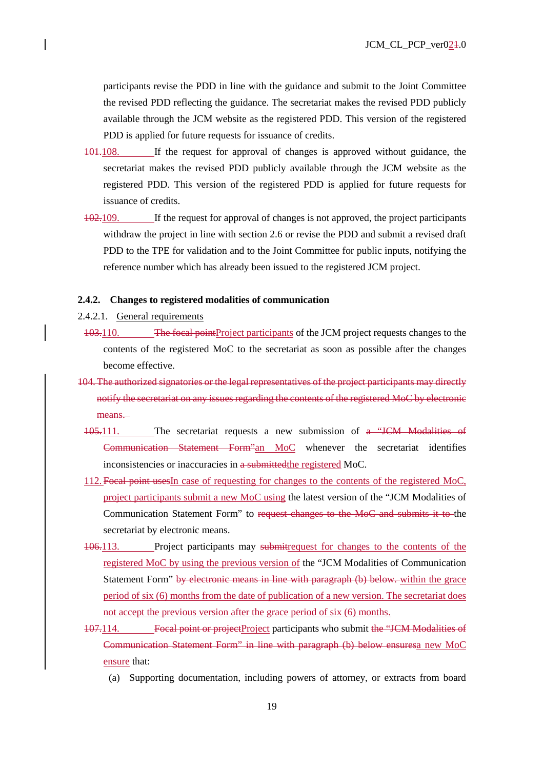participants revise the PDD in line with the guidance and submit to the Joint Committee the revised PDD reflecting the guidance. The secretariat makes the revised PDD publicly available through the JCM website as the registered PDD. This version of the registered PDD is applied for future requests for issuance of credits.

~~101.~~108. If the request for approval of changes is approved without guidance, the secretariat makes the revised PDD publicly available through the JCM website as the registered PDD. This version of the registered PDD is applied for future requests for issuance of credits.

~~102.~~109. If the request for approval of changes is not approved, the project participants withdraw the project in line with section 2.6 or revise the PDD and submit a revised draft PDD to the TPE for validation and to the Joint Committee for public inputs, notifying the reference number which has already been issued to the registered JCM project.

### 2.4.2. Changes to registered modalities of communication

2.4.2.1. General requirements

~~103.~~110. ~~The focal point~~Project participants of the JCM project requests changes to the contents of the registered MoC to the secretariat as soon as possible after the changes become effective.

~~104. The authorized signatories or the legal representatives of the project participants may directly notify the secretariat on any issues regarding the contents of the registered MoC by electronic means.~~

~~105.~~111. The secretariat requests a new submission of ~~a "JCM Modalities of Communication Statement Form"~~an MoC whenever the secretariat identifies inconsistencies or inaccuracies in ~~a submitted~~the registered MoC.

112. ~~Focal point uses~~In case of requesting for changes to the contents of the registered MoC, project participants submit a new MoC using the latest version of the "JCM Modalities of Communication Statement Form" to ~~request changes to the MoC and submits it to~~ the secretariat by electronic means.

~~106.~~113. Project participants may ~~submit~~request for changes to the contents of the registered MoC by using the previous version of the "JCM Modalities of Communication Statement Form" ~~by electronic means in line with paragraph (b) below.~~ within the grace period of six (6) months from the date of publication of a new version. The secretariat does not accept the previous version after the grace period of six (6) months.

~~107.~~114. ~~Focal point or project~~Project participants who submit ~~the "JCM Modalities of Communication Statement Form" in line with paragraph (b) below ensures~~a new MoC ensure that:

(a) Supporting documentation, including powers of attorney, or extracts from board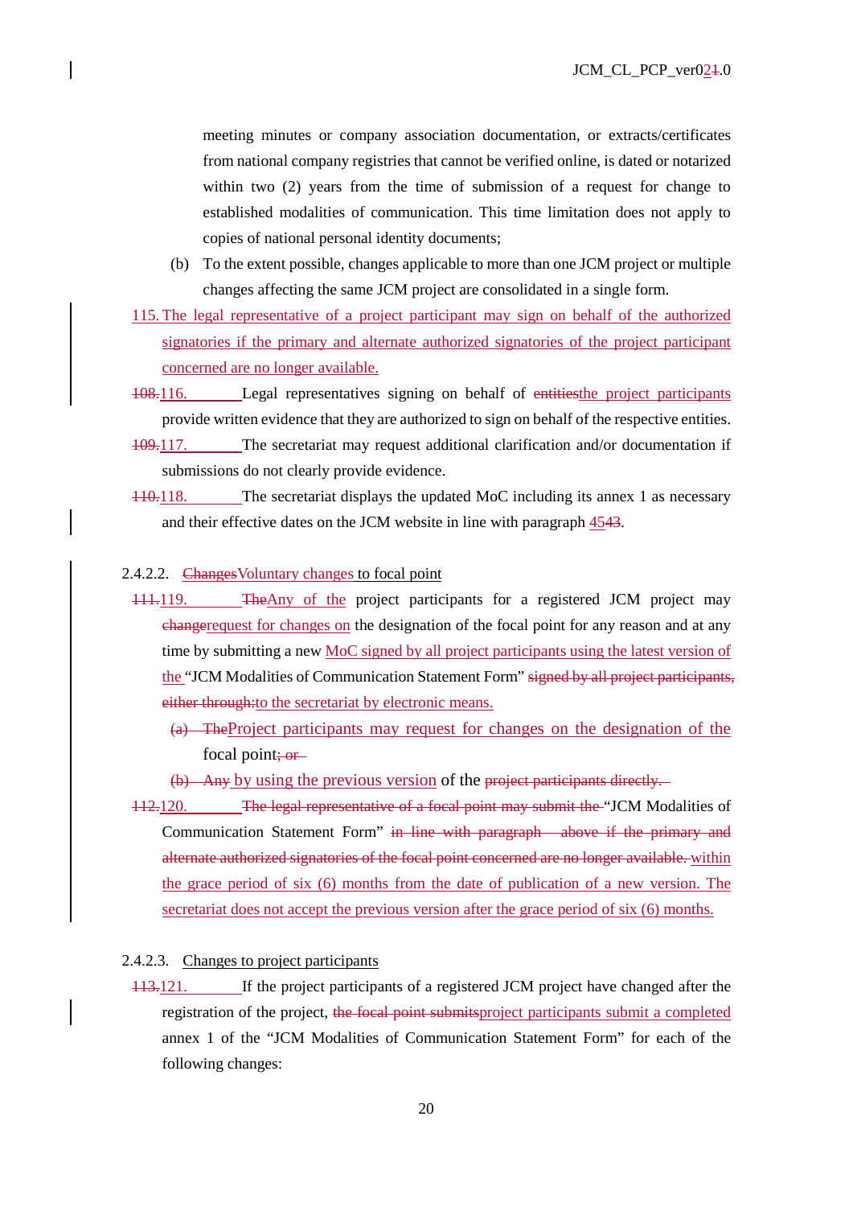meeting minutes or company association documentation, or extracts/certificates from national company registries that cannot be verified online, is dated or notarized within two (2) years from the time of submission of a request for change to established modalities of communication. This time limitation does not apply to copies of national personal identity documents;

(b) To the extent possible, changes applicable to more than one JCM project or multiple changes affecting the same JCM project are consolidated in a single form.

115. The legal representative of a project participant may sign on behalf of the authorized signatories if the primary and alternate authorized signatories of the project participant concerned are no longer available.

~~108.~~116. Legal representatives signing on behalf of ~~entities~~the project participants provide written evidence that they are authorized to sign on behalf of the respective entities.

~~109.~~117. The secretariat may request additional clarification and/or documentation if submissions do not clearly provide evidence.

~~110.~~118. The secretariat displays the updated MoC including its annex 1 as necessary and their effective dates on the JCM website in line with paragraph 45~~43~~.

#### 2.4.2.2. ~~Changes~~Voluntary changes to focal point

~~111.~~119. ~~The~~Any of the project participants for a registered JCM project may ~~change~~request for changes on the designation of the focal point for any reason and at any time by submitting a new MoC signed by all project participants using the latest version of the "JCM Modalities of Communication Statement Form" ~~signed by all project participants, either through:~~to the secretariat by electronic means.

~~(a) The~~Project participants may request for changes on the designation of the focal point~~; or~~

~~(b) Any~~ by using the previous version of the ~~project participants directly.~~

~~112.~~120. ~~The legal representative of a focal point may submit the~~ "JCM Modalities of Communication Statement Form" ~~in line with paragraph above if the primary and alternate authorized signatories of the focal point concerned are no longer available.~~ within the grace period of six (6) months from the date of publication of a new version. The secretariat does not accept the previous version after the grace period of six (6) months.

#### 2.4.2.3. Changes to project participants

~~113.~~121. If the project participants of a registered JCM project have changed after the registration of the project, ~~the focal point submits~~project participants submit a completed annex 1 of the "JCM Modalities of Communication Statement Form" for each of the following changes: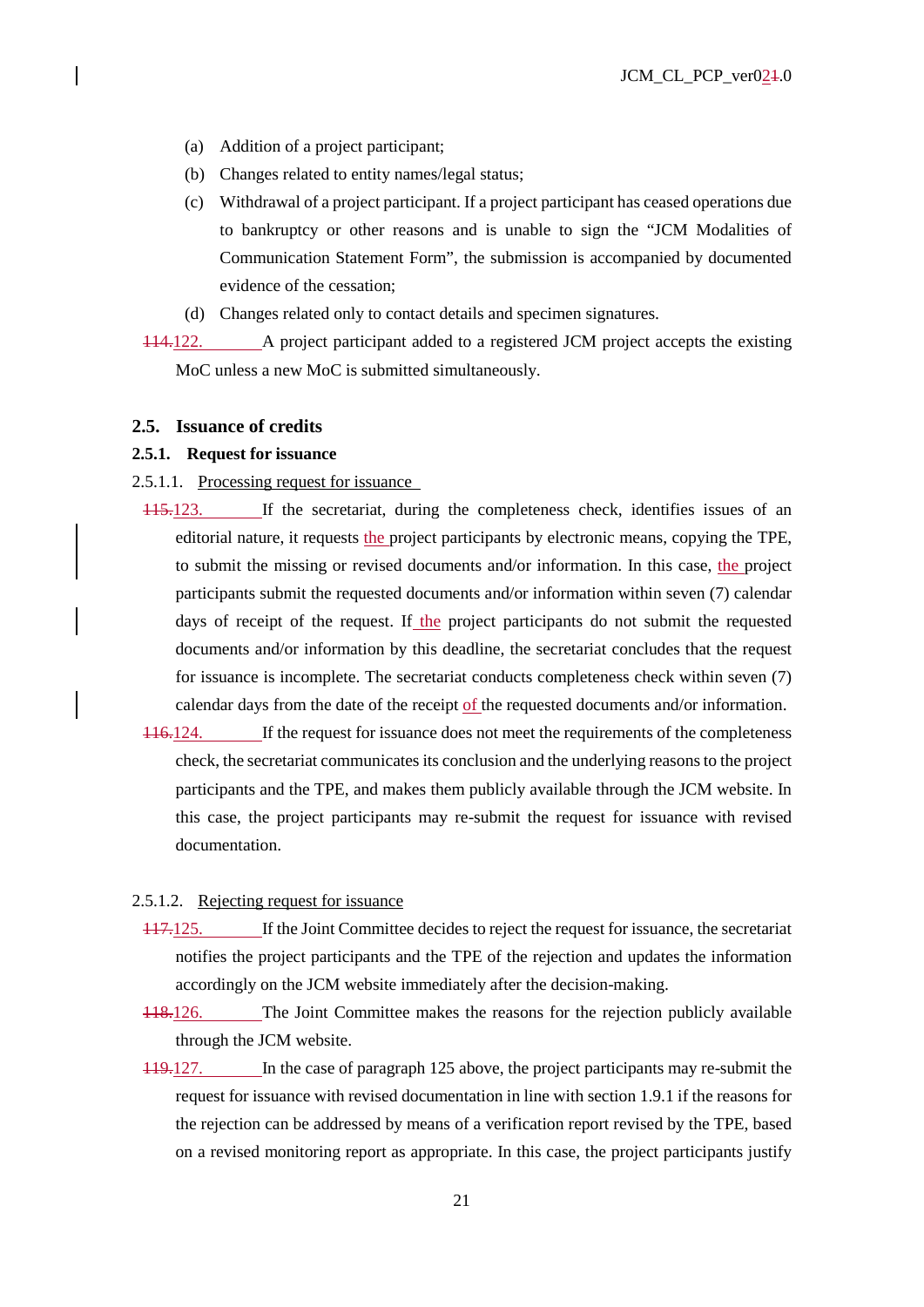(a) Addition of a project participant;

(b) Changes related to entity names/legal status;

(c) Withdrawal of a project participant. If a project participant has ceased operations due to bankruptcy or other reasons and is unable to sign the "JCM Modalities of Communication Statement Form", the submission is accompanied by documented evidence of the cessation;

(d) Changes related only to contact details and specimen signatures.

~~114.~~122. A project participant added to a registered JCM project accepts the existing MoC unless a new MoC is submitted simultaneously.

## 2.5. Issuance of credits

### 2.5.1. Request for issuance

2.5.1.1. Processing request for issuance

~~115.~~123. If the secretariat, during the completeness check, identifies issues of an editorial nature, it requests the project participants by electronic means, copying the TPE, to submit the missing or revised documents and/or information. In this case, the project participants submit the requested documents and/or information within seven (7) calendar days of receipt of the request. If the project participants do not submit the requested documents and/or information by this deadline, the secretariat concludes that the request for issuance is incomplete. The secretariat conducts completeness check within seven (7) calendar days from the date of the receipt of the requested documents and/or information.

~~116.~~124. If the request for issuance does not meet the requirements of the completeness check, the secretariat communicates its conclusion and the underlying reasons to the project participants and the TPE, and makes them publicly available through the JCM website. In this case, the project participants may re-submit the request for issuance with revised documentation.

2.5.1.2. Rejecting request for issuance

~~117.~~125. If the Joint Committee decides to reject the request for issuance, the secretariat notifies the project participants and the TPE of the rejection and updates the information accordingly on the JCM website immediately after the decision-making.

~~118.~~126. The Joint Committee makes the reasons for the rejection publicly available through the JCM website.

~~119.~~127. In the case of paragraph 125 above, the project participants may re-submit the request for issuance with revised documentation in line with section 1.9.1 if the reasons for the rejection can be addressed by means of a verification report revised by the TPE, based on a revised monitoring report as appropriate. In this case, the project participants justify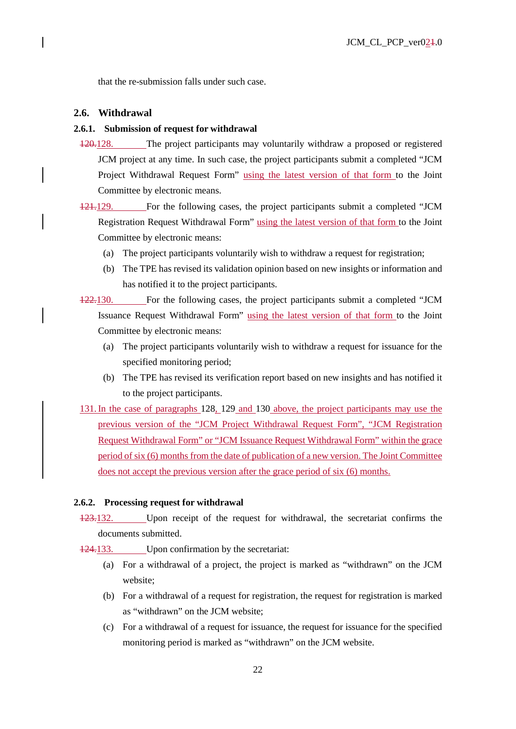that the re-submission falls under such case.

## 2.6. Withdrawal

### 2.6.1. Submission of request for withdrawal

~~120.~~128. The project participants may voluntarily withdraw a proposed or registered JCM project at any time. In such case, the project participants submit a completed "JCM Project Withdrawal Request Form" using the latest version of that form to the Joint Committee by electronic means.

~~121.~~129. For the following cases, the project participants submit a completed "JCM Registration Request Withdrawal Form" using the latest version of that form to the Joint Committee by electronic means:

(a) The project participants voluntarily wish to withdraw a request for registration;

(b) The TPE has revised its validation opinion based on new insights or information and has notified it to the project participants.

~~122.~~130. For the following cases, the project participants submit a completed "JCM Issuance Request Withdrawal Form" using the latest version of that form to the Joint Committee by electronic means:

(a) The project participants voluntarily wish to withdraw a request for issuance for the specified monitoring period;

(b) The TPE has revised its verification report based on new insights and has notified it to the project participants.

131. In the case of paragraphs 128, 129 and 130 above, the project participants may use the previous version of the "JCM Project Withdrawal Request Form", "JCM Registration Request Withdrawal Form" or "JCM Issuance Request Withdrawal Form" within the grace period of six (6) months from the date of publication of a new version. The Joint Committee does not accept the previous version after the grace period of six (6) months.

### 2.6.2. Processing request for withdrawal

~~123.~~132. Upon receipt of the request for withdrawal, the secretariat confirms the documents submitted.

~~124.~~133. Upon confirmation by the secretariat:

(a) For a withdrawal of a project, the project is marked as "withdrawn" on the JCM website;

(b) For a withdrawal of a request for registration, the request for registration is marked as "withdrawn" on the JCM website;

(c) For a withdrawal of a request for issuance, the request for issuance for the specified monitoring period is marked as "withdrawn" on the JCM website.